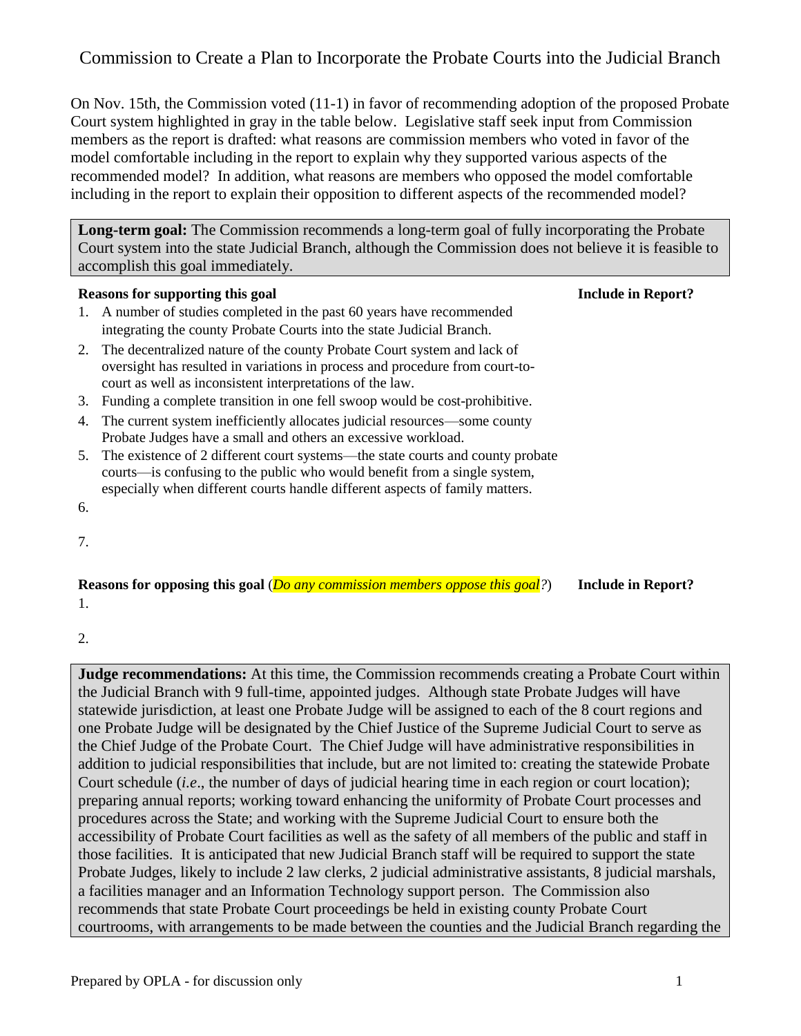# Commission to Create a Plan to Incorporate the Probate Courts into the Judicial Branch

On Nov. 15th, the Commission voted (11-1) in favor of recommending adoption of the proposed Probate Court system highlighted in gray in the table below. Legislative staff seek input from Commission members as the report is drafted: what reasons are commission members who voted in favor of the model comfortable including in the report to explain why they supported various aspects of the recommended model? In addition, what reasons are members who opposed the model comfortable including in the report to explain their opposition to different aspects of the recommended model?

**Long-term goal:** The Commission recommends a long-term goal of fully incorporating the Probate Court system into the state Judicial Branch, although the Commission does not believe it is feasible to accomplish this goal immediately.

| **Reasons for supporting this goal** | **Include in Report?** |
|---|---|
| 1. A number of studies completed in the past 60 years have recommended integrating the county Probate Courts into the state Judicial Branch. | |
| 2. The decentralized nature of the county Probate Court system and lack of oversight has resulted in variations in process and procedure from court-to-court as well as inconsistent interpretations of the law. | |
| 3. Funding a complete transition in one fell swoop would be cost-prohibitive. | |
| 4. The current system inefficiently allocates judicial resources—some county Probate Judges have a small and others an excessive workload. | |
| 5. The existence of 2 different court systems—the state courts and county probate courts—is confusing to the public who would benefit from a single system, especially when different courts handle different aspects of family matters. | |
| 6. | |
| 7. | |

| **Reasons for opposing this goal** (*Do any commission members oppose this goal?*) | **Include in Report?** |
|---|---|
| 1. | |
| 2. | |

**Judge recommendations:** At this time, the Commission recommends creating a Probate Court within the Judicial Branch with 9 full-time, appointed judges. Although state Probate Judges will have statewide jurisdiction, at least one Probate Judge will be assigned to each of the 8 court regions and one Probate Judge will be designated by the Chief Justice of the Supreme Judicial Court to serve as the Chief Judge of the Probate Court. The Chief Judge will have administrative responsibilities in addition to judicial responsibilities that include, but are not limited to: creating the statewide Probate Court schedule (*i.e*., the number of days of judicial hearing time in each region or court location); preparing annual reports; working toward enhancing the uniformity of Probate Court processes and procedures across the State; and working with the Supreme Judicial Court to ensure both the accessibility of Probate Court facilities as well as the safety of all members of the public and staff in those facilities. It is anticipated that new Judicial Branch staff will be required to support the state Probate Judges, likely to include 2 law clerks, 2 judicial administrative assistants, 8 judicial marshals, a facilities manager and an Information Technology support person. The Commission also recommends that state Probate Court proceedings be held in existing county Probate Court courtrooms, with arrangements to be made between the counties and the Judicial Branch regarding the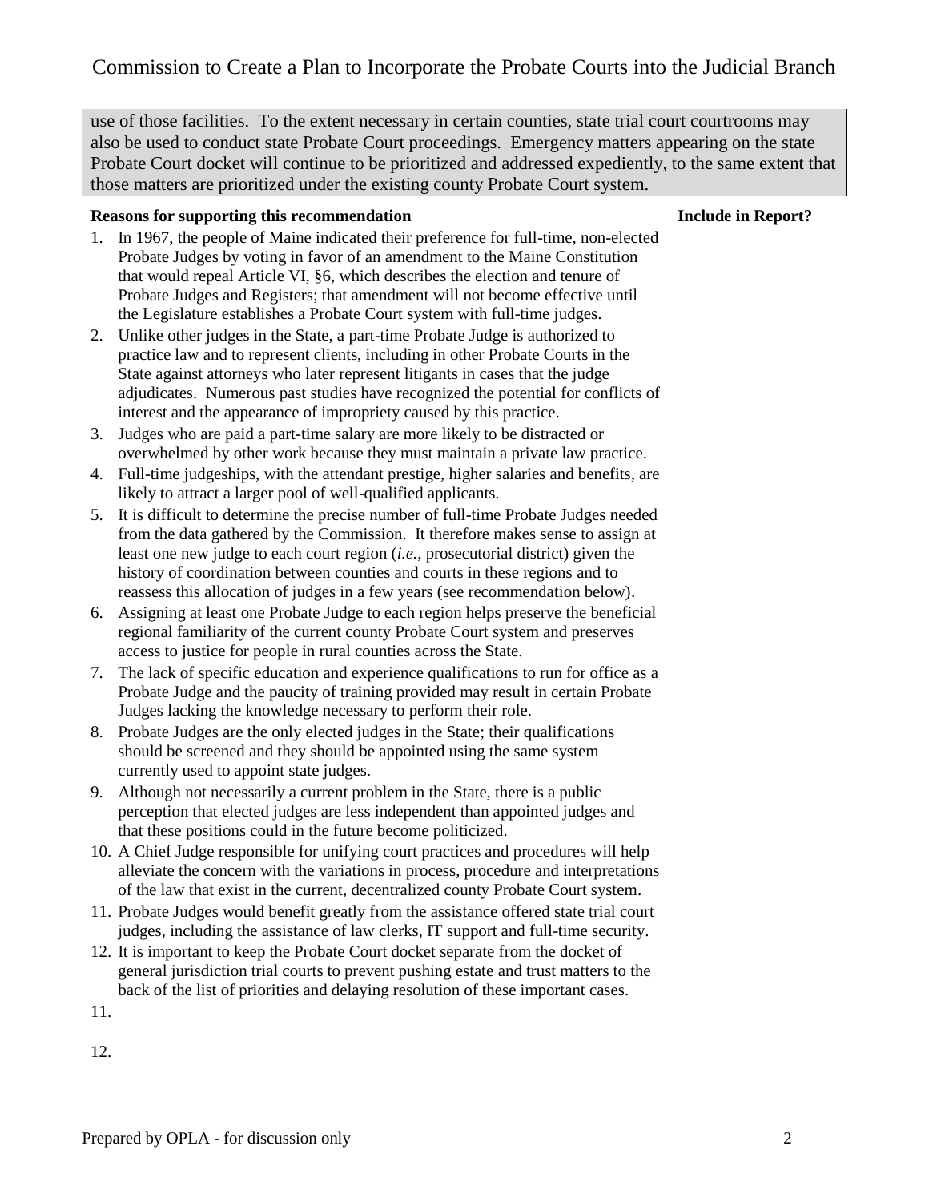use of those facilities. To the extent necessary in certain counties, state trial court courtrooms may also be used to conduct state Probate Court proceedings. Emergency matters appearing on the state Probate Court docket will continue to be prioritized and addressed expediently, to the same extent that those matters are prioritized under the existing county Probate Court system.

**Reasons for supporting this recommendation** **Include in Report?**

1. In 1967, the people of Maine indicated their preference for full-time, non-elected Probate Judges by voting in favor of an amendment to the Maine Constitution that would repeal Article VI, §6, which describes the election and tenure of Probate Judges and Registers; that amendment will not become effective until the Legislature establishes a Probate Court system with full-time judges.
2. Unlike other judges in the State, a part-time Probate Judge is authorized to practice law and to represent clients, including in other Probate Courts in the State against attorneys who later represent litigants in cases that the judge adjudicates. Numerous past studies have recognized the potential for conflicts of interest and the appearance of impropriety caused by this practice.
3. Judges who are paid a part-time salary are more likely to be distracted or overwhelmed by other work because they must maintain a private law practice.
4. Full-time judgeships, with the attendant prestige, higher salaries and benefits, are likely to attract a larger pool of well-qualified applicants.
5. It is difficult to determine the precise number of full-time Probate Judges needed from the data gathered by the Commission. It therefore makes sense to assign at least one new judge to each court region (*i.e.,* prosecutorial district) given the history of coordination between counties and courts in these regions and to reassess this allocation of judges in a few years (see recommendation below).
6. Assigning at least one Probate Judge to each region helps preserve the beneficial regional familiarity of the current county Probate Court system and preserves access to justice for people in rural counties across the State.
7. The lack of specific education and experience qualifications to run for office as a Probate Judge and the paucity of training provided may result in certain Probate Judges lacking the knowledge necessary to perform their role.
8. Probate Judges are the only elected judges in the State; their qualifications should be screened and they should be appointed using the same system currently used to appoint state judges.
9. Although not necessarily a current problem in the State, there is a public perception that elected judges are less independent than appointed judges and that these positions could in the future become politicized.
10. A Chief Judge responsible for unifying court practices and procedures will help alleviate the concern with the variations in process, procedure and interpretations of the law that exist in the current, decentralized county Probate Court system.
11. Probate Judges would benefit greatly from the assistance offered state trial court judges, including the assistance of law clerks, IT support and full-time security.
12. It is important to keep the Probate Court docket separate from the docket of general jurisdiction trial courts to prevent pushing estate and trust matters to the back of the list of priorities and delaying resolution of these important cases.

11.

12.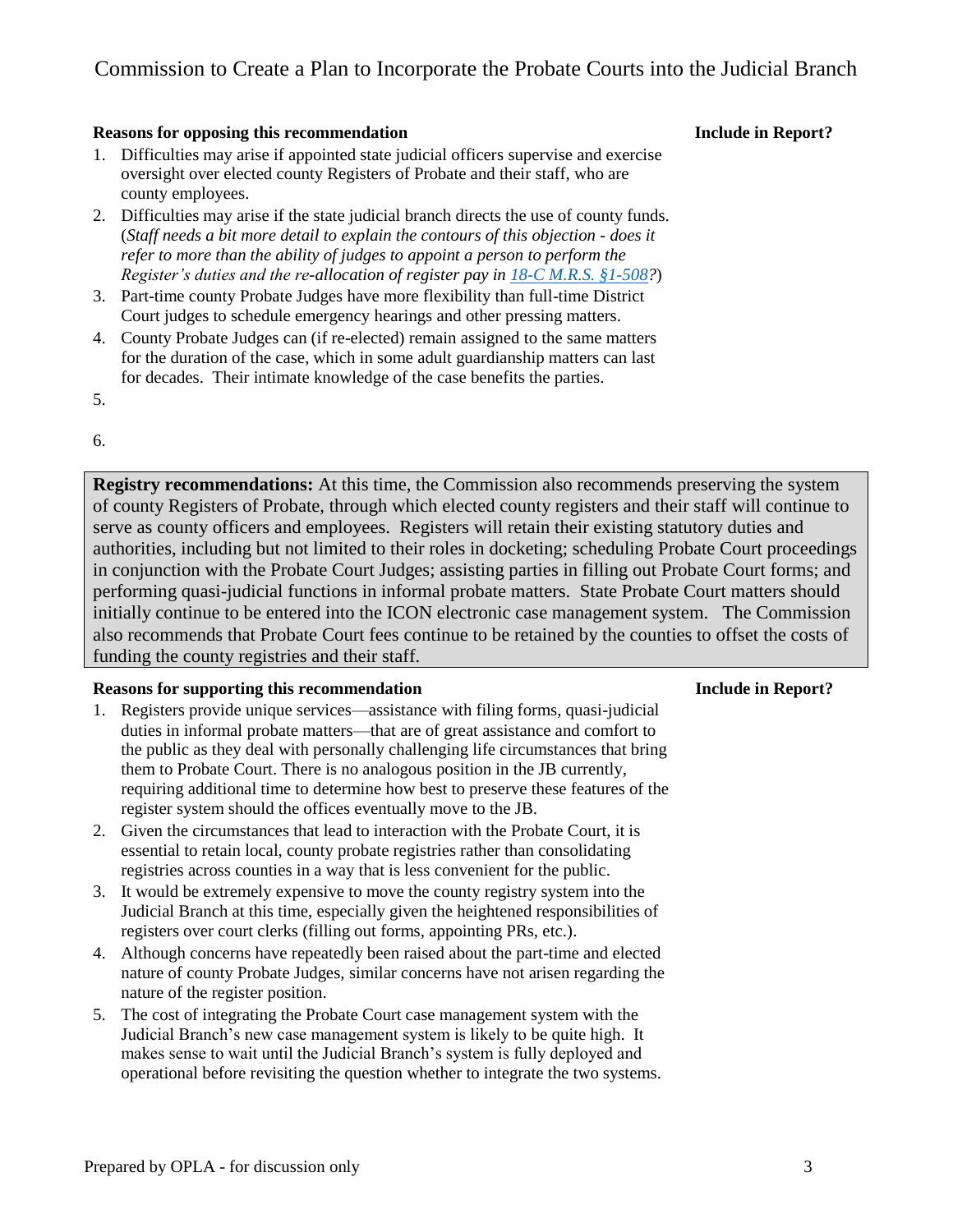**Reasons for opposing this recommendation** **Include in Report?**

1. Difficulties may arise if appointed state judicial officers supervise and exercise oversight over elected county Registers of Probate and their staff, who are county employees.
2. Difficulties may arise if the state judicial branch directs the use of county funds. (*Staff needs a bit more detail to explain the contours of this objection - does it refer to more than the ability of judges to appoint a person to perform the Register's duties and the re-allocation of register pay in [18-C M.R.S. §1-508](18-C M.R.S. §1-508)?*)
3. Part-time county Probate Judges have more flexibility than full-time District Court judges to schedule emergency hearings and other pressing matters.
4. County Probate Judges can (if re-elected) remain assigned to the same matters for the duration of the case, which in some adult guardianship matters can last for decades. Their intimate knowledge of the case benefits the parties.
5. 
6. 

**Registry recommendations:** At this time, the Commission also recommends preserving the system of county Registers of Probate, through which elected county registers and their staff will continue to serve as county officers and employees. Registers will retain their existing statutory duties and authorities, including but not limited to their roles in docketing; scheduling Probate Court proceedings in conjunction with the Probate Court Judges; assisting parties in filling out Probate Court forms; and performing quasi-judicial functions in informal probate matters. State Probate Court matters should initially continue to be entered into the ICON electronic case management system. The Commission also recommends that Probate Court fees continue to be retained by the counties to offset the costs of funding the county registries and their staff.

**Reasons for supporting this recommendation** **Include in Report?**

1. Registers provide unique services—assistance with filing forms, quasi-judicial duties in informal probate matters—that are of great assistance and comfort to the public as they deal with personally challenging life circumstances that bring them to Probate Court. There is no analogous position in the JB currently, requiring additional time to determine how best to preserve these features of the register system should the offices eventually move to the JB.
2. Given the circumstances that lead to interaction with the Probate Court, it is essential to retain local, county probate registries rather than consolidating registries across counties in a way that is less convenient for the public.
3. It would be extremely expensive to move the county registry system into the Judicial Branch at this time, especially given the heightened responsibilities of registers over court clerks (filling out forms, appointing PRs, etc.).
4. Although concerns have repeatedly been raised about the part-time and elected nature of county Probate Judges, similar concerns have not arisen regarding the nature of the register position.
5. The cost of integrating the Probate Court case management system with the Judicial Branch's new case management system is likely to be quite high. It makes sense to wait until the Judicial Branch's system is fully deployed and operational before revisiting the question whether to integrate the two systems.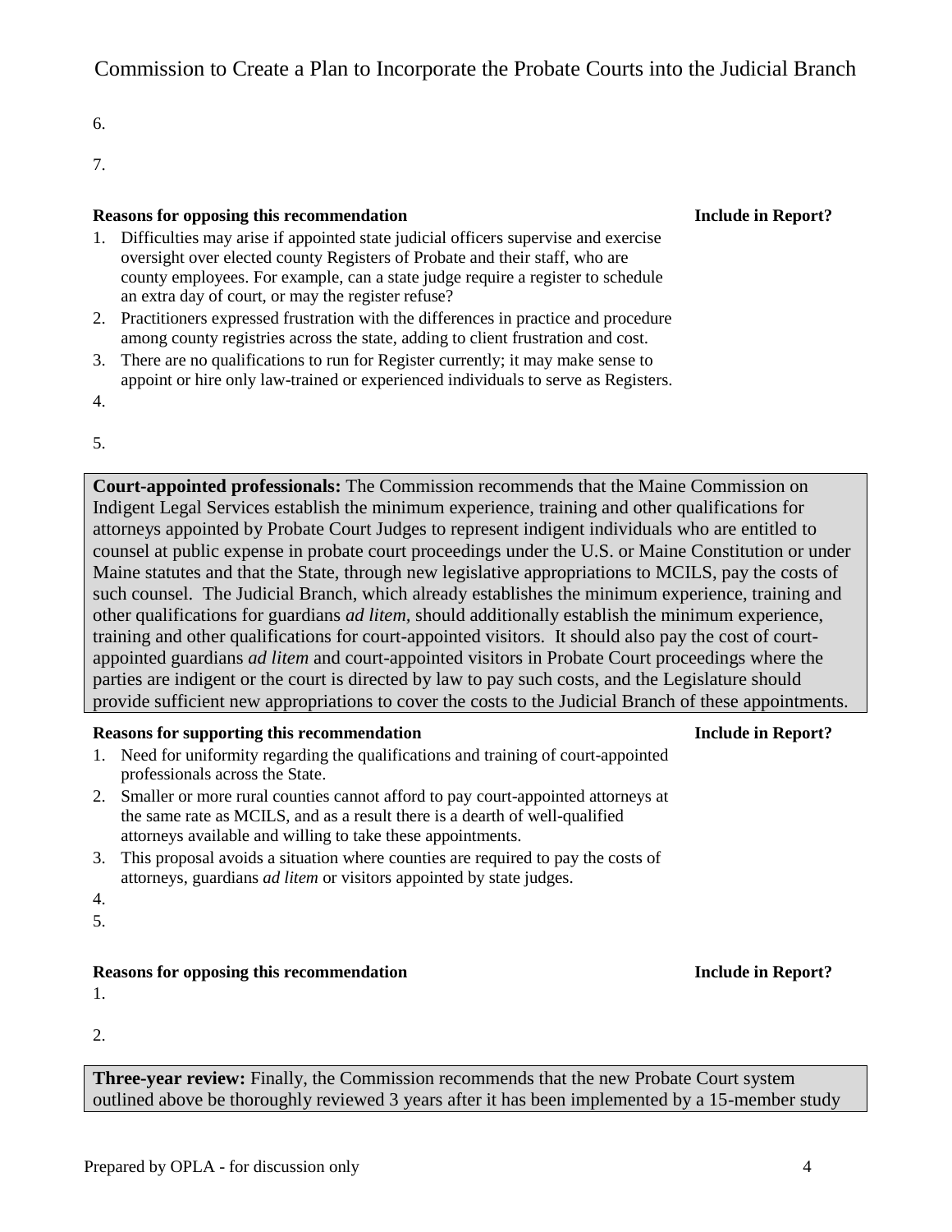6.

7.

**Reasons for opposing this recommendation** **Include in Report?**

1. Difficulties may arise if appointed state judicial officers supervise and exercise oversight over elected county Registers of Probate and their staff, who are county employees. For example, can a state judge require a register to schedule an extra day of court, or may the register refuse?
2. Practitioners expressed frustration with the differences in practice and procedure among county registries across the state, adding to client frustration and cost.
3. There are no qualifications to run for Register currently; it may make sense to appoint or hire only law-trained or experienced individuals to serve as Registers.
4.

5.

**Court-appointed professionals:** The Commission recommends that the Maine Commission on Indigent Legal Services establish the minimum experience, training and other qualifications for attorneys appointed by Probate Court Judges to represent indigent individuals who are entitled to counsel at public expense in probate court proceedings under the U.S. or Maine Constitution or under Maine statutes and that the State, through new legislative appropriations to MCILS, pay the costs of such counsel. The Judicial Branch, which already establishes the minimum experience, training and other qualifications for guardians *ad litem,* should additionally establish the minimum experience, training and other qualifications for court-appointed visitors. It should also pay the cost of court-appointed guardians *ad litem* and court-appointed visitors in Probate Court proceedings where the parties are indigent or the court is directed by law to pay such costs, and the Legislature should provide sufficient new appropriations to cover the costs to the Judicial Branch of these appointments.

**Reasons for supporting this recommendation** **Include in Report?**

1. Need for uniformity regarding the qualifications and training of court-appointed professionals across the State.
2. Smaller or more rural counties cannot afford to pay court-appointed attorneys at the same rate as MCILS, and as a result there is a dearth of well-qualified attorneys available and willing to take these appointments.
3. This proposal avoids a situation where counties are required to pay the costs of attorneys, guardians *ad litem* or visitors appointed by state judges.
4.
5.

**Reasons for opposing this recommendation** **Include in Report?**

1.

2.

**Three-year review:** Finally, the Commission recommends that the new Probate Court system outlined above be thoroughly reviewed 3 years after it has been implemented by a 15-member study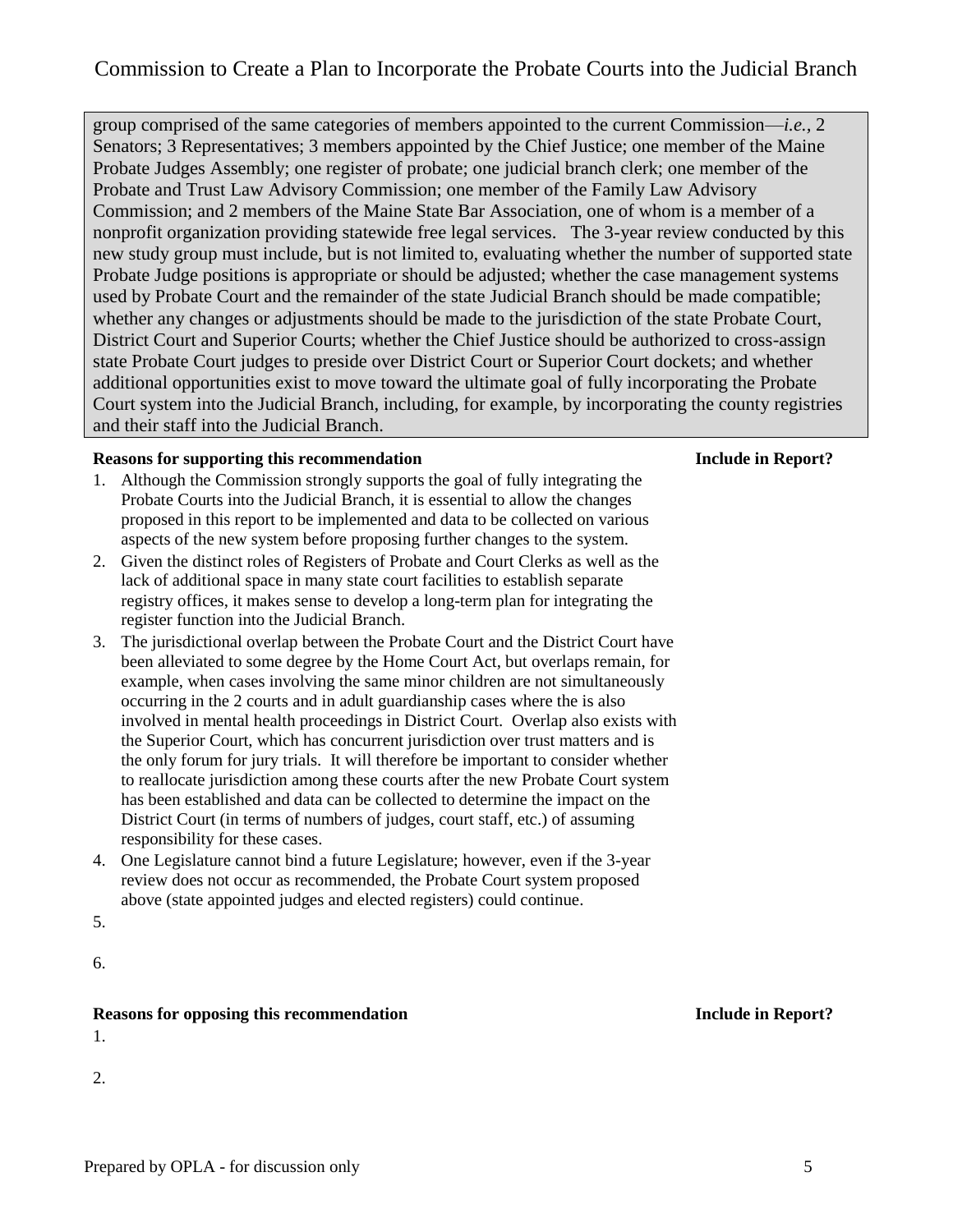group comprised of the same categories of members appointed to the current Commission—*i.e.,* 2 Senators; 3 Representatives; 3 members appointed by the Chief Justice; one member of the Maine Probate Judges Assembly; one register of probate; one judicial branch clerk; one member of the Probate and Trust Law Advisory Commission; one member of the Family Law Advisory Commission; and 2 members of the Maine State Bar Association, one of whom is a member of a nonprofit organization providing statewide free legal services. The 3-year review conducted by this new study group must include, but is not limited to, evaluating whether the number of supported state Probate Judge positions is appropriate or should be adjusted; whether the case management systems used by Probate Court and the remainder of the state Judicial Branch should be made compatible; whether any changes or adjustments should be made to the jurisdiction of the state Probate Court, District Court and Superior Courts; whether the Chief Justice should be authorized to cross-assign state Probate Court judges to preside over District Court or Superior Court dockets; and whether additional opportunities exist to move toward the ultimate goal of fully incorporating the Probate Court system into the Judicial Branch, including, for example, by incorporating the county registries and their staff into the Judicial Branch.

**Reasons for supporting this recommendation** **Include in Report?**

1. Although the Commission strongly supports the goal of fully integrating the Probate Courts into the Judicial Branch, it is essential to allow the changes proposed in this report to be implemented and data to be collected on various aspects of the new system before proposing further changes to the system.
2. Given the distinct roles of Registers of Probate and Court Clerks as well as the lack of additional space in many state court facilities to establish separate registry offices, it makes sense to develop a long-term plan for integrating the register function into the Judicial Branch.
3. The jurisdictional overlap between the Probate Court and the District Court have been alleviated to some degree by the Home Court Act, but overlaps remain, for example, when cases involving the same minor children are not simultaneously occurring in the 2 courts and in adult guardianship cases where the is also involved in mental health proceedings in District Court. Overlap also exists with the Superior Court, which has concurrent jurisdiction over trust matters and is the only forum for jury trials. It will therefore be important to consider whether to reallocate jurisdiction among these courts after the new Probate Court system has been established and data can be collected to determine the impact on the District Court (in terms of numbers of judges, court staff, etc.) of assuming responsibility for these cases.
4. One Legislature cannot bind a future Legislature; however, even if the 3-year review does not occur as recommended, the Probate Court system proposed above (state appointed judges and elected registers) could continue.
5. 
6. 

**Reasons for opposing this recommendation** **Include in Report?**

1. 
2.